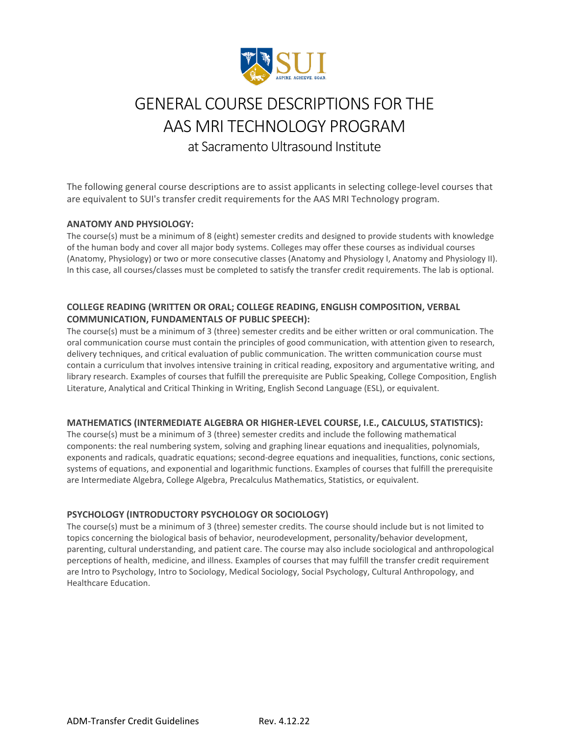# GENERAL COURSE DESCRIPTIONS FOR THE AAS MRI TECHNOLOGY PROGRAM

## at Sacramento Ultrasound Institute

The following general course descriptions are to assist applicants in selecting college-level courses that are equivalent to SUI's transfer credit requirements for the AAS MRI Technology program.

**ANATOMY AND PHYSIOLOGY:**

The course(s) must be a minimum of 8 (eight) semester credits and designed to provide students with knowledge of the human body and cover all major body systems. Colleges may offer these courses as individual courses (Anatomy, Physiology) or two or more consecutive classes (Anatomy and Physiology I, Anatomy and Physiology II). In this case, all courses/classes must be completed to satisfy the transfer credit requirements. The lab is optional.

**COLLEGE READING (WRITTEN OR ORAL; COLLEGE READING, ENGLISH COMPOSITION, VERBAL COMMUNICATION, FUNDAMENTALS OF PUBLIC SPEECH):**

The course(s) must be a minimum of 3 (three) semester credits and be either written or oral communication. The oral communication course must contain the principles of good communication, with attention given to research, delivery techniques, and critical evaluation of public communication. The written communication course must contain a curriculum that involves intensive training in critical reading, expository and argumentative writing, and library research. Examples of courses that fulfill the prerequisite are Public Speaking, College Composition, English Literature, Analytical and Critical Thinking in Writing, English Second Language (ESL), or equivalent.

**MATHEMATICS (INTERMEDIATE ALGEBRA OR HIGHER-LEVEL COURSE, I.E., CALCULUS, STATISTICS):**

The course(s) must be a minimum of 3 (three) semester credits and include the following mathematical components: the real numbering system, solving and graphing linear equations and inequalities, polynomials, exponents and radicals, quadratic equations; second-degree equations and inequalities, functions, conic sections, systems of equations, and exponential and logarithmic functions. Examples of courses that fulfill the prerequisite are Intermediate Algebra, College Algebra, Precalculus Mathematics, Statistics, or equivalent.

**PSYCHOLOGY (INTRODUCTORY PSYCHOLOGY OR SOCIOLOGY)**

The course(s) must be a minimum of 3 (three) semester credits. The course should include but is not limited to topics concerning the biological basis of behavior, neurodevelopment, personality/behavior development, parenting, cultural understanding, and patient care. The course may also include sociological and anthropological perceptions of health, medicine, and illness. Examples of courses that may fulfill the transfer credit requirement are Intro to Psychology, Intro to Sociology, Medical Sociology, Social Psychology, Cultural Anthropology, and Healthcare Education.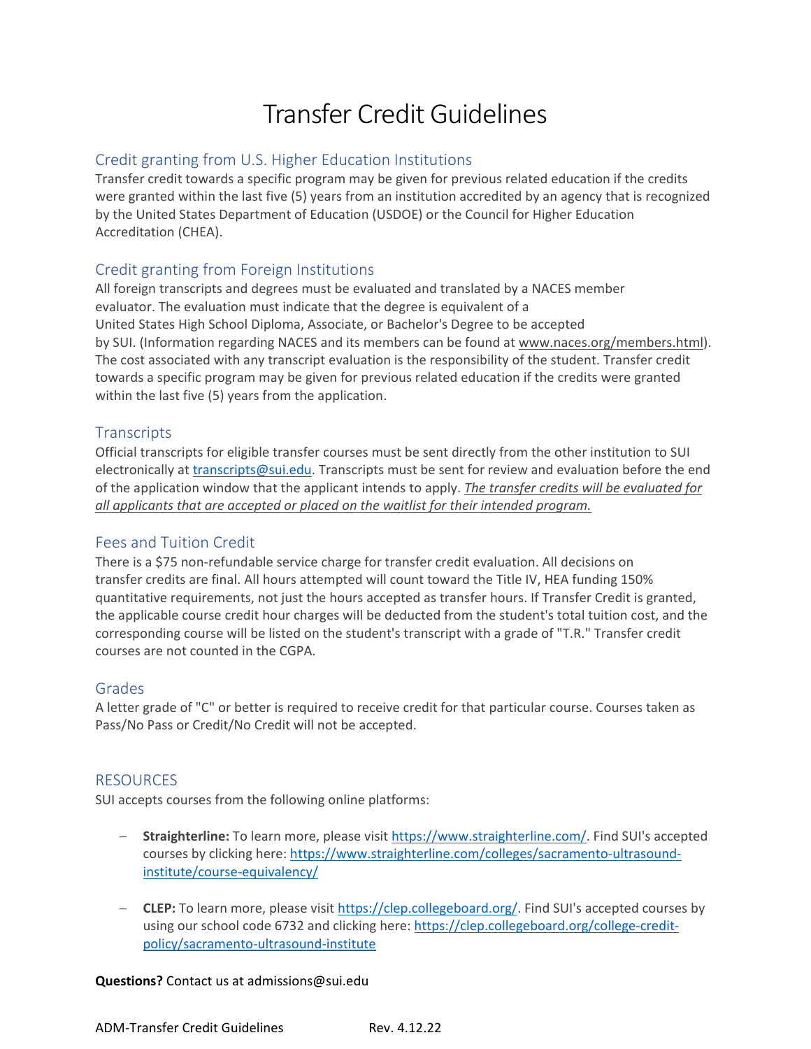# Transfer Credit Guidelines

## Credit granting from U.S. Higher Education Institutions

Transfer credit towards a specific program may be given for previous related education if the credits were granted within the last five (5) years from an institution accredited by an agency that is recognized by the United States Department of Education (USDOE) or the Council for Higher Education Accreditation (CHEA).

## Credit granting from Foreign Institutions

All foreign transcripts and degrees must be evaluated and translated by a NACES member evaluator. The evaluation must indicate that the degree is equivalent of a United States High School Diploma, Associate, or Bachelor's Degree to be accepted by SUI. (Information regarding NACES and its members can be found at www.naces.org/members.html). The cost associated with any transcript evaluation is the responsibility of the student. Transfer credit towards a specific program may be given for previous related education if the credits were granted within the last five (5) years from the application.

## Transcripts

Official transcripts for eligible transfer courses must be sent directly from the other institution to SUI electronically at transcripts@sui.edu. Transcripts must be sent for review and evaluation before the end of the application window that the applicant intends to apply. *The transfer credits will be evaluated for all applicants that are accepted or placed on the waitlist for their intended program.*

## Fees and Tuition Credit

There is a $75 non-refundable service charge for transfer credit evaluation. All decisions on transfer credits are final. All hours attempted will count toward the Title IV, HEA funding 150% quantitative requirements, not just the hours accepted as transfer hours. If Transfer Credit is granted, the applicable course credit hour charges will be deducted from the student's total tuition cost, and the corresponding course will be listed on the student's transcript with a grade of "T.R." Transfer credit courses are not counted in the CGPA.

## Grades

A letter grade of "C" or better is required to receive credit for that particular course. Courses taken as Pass/No Pass or Credit/No Credit will not be accepted.

## RESOURCES

SUI accepts courses from the following online platforms:

- **Straighterline:** To learn more, please visit https://www.straighterline.com/. Find SUI's accepted courses by clicking here: https://www.straighterline.com/colleges/sacramento-ultrasound-institute/course-equivalency/

- **CLEP:** To learn more, please visit https://clep.collegeboard.org/. Find SUI's accepted courses by using our school code 6732 and clicking here: https://clep.collegeboard.org/college-credit-policy/sacramento-ultrasound-institute

**Questions?** Contact us at admissions@sui.edu

ADM-Transfer Credit Guidelines Rev. 4.12.22